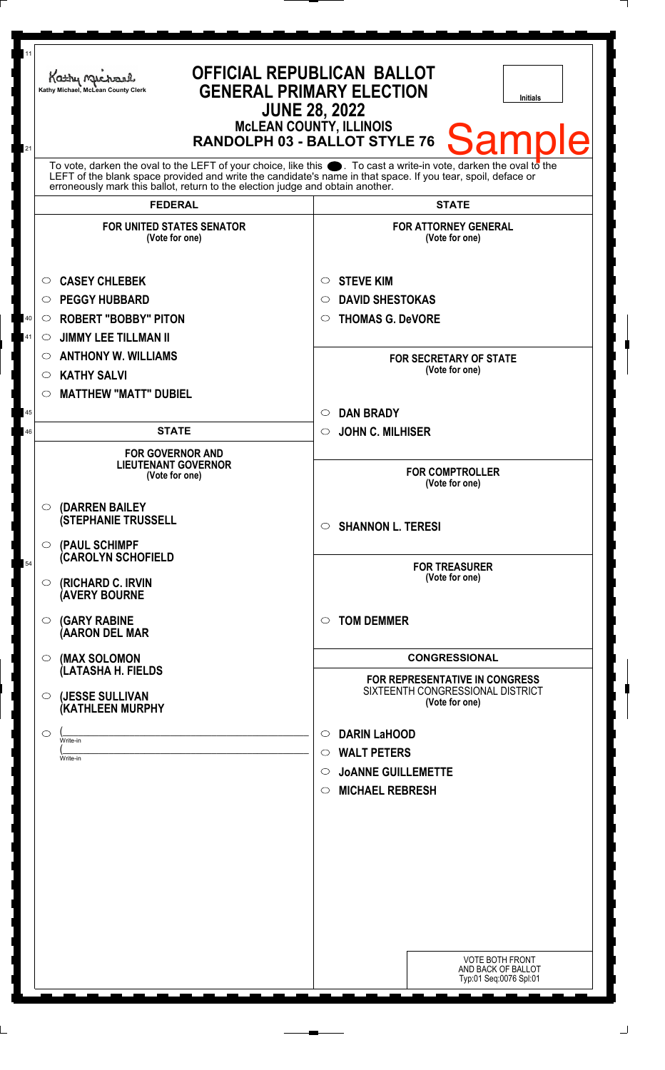Kathy Michael, McLean County Clerk

# OFFICIAL REPUBLICAN BALLOT
## GENERAL PRIMARY ELECTION
## JUNE 28, 2022
### McLEAN COUNTY, ILLINOIS
### RANDOLPH 03 - BALLOT STYLE 76

Initials

Sample

To vote, darken the oval to the LEFT of your choice, like this ●. To cast a write-in vote, darken the oval to the LEFT of the blank space provided and write the candidate's name in that space. If you tear, spoil, deface or erroneously mark this ballot, return to the election judge and obtain another.

## FEDERAL

**FOR UNITED STATES SENATOR**
(Vote for one)

- ○ **CASEY CHLEBEK**
- ○ **PEGGY HUBBARD**
- ○ **ROBERT "BOBBY" PITON**
- ○ **JIMMY LEE TILLMAN II**
- ○ **ANTHONY W. WILLIAMS**
- ○ **KATHY SALVI**
- ○ **MATTHEW "MATT" DUBIEL**

## STATE

**FOR GOVERNOR AND LIEUTENANT GOVERNOR**
(Vote for one)

- ○ **(DARREN BAILEY (STEPHANIE TRUSSELL**
- ○ **(PAUL SCHIMPF (CAROLYN SCHOFIELD**
- ○ **(RICHARD C. IRVIN (AVERY BOURNE**
- ○ **(GARY RABINE (AARON DEL MAR**
- ○ **(MAX SOLOMON (LATASHA H. FIELDS**
- ○ **(JESSE SULLIVAN (KATHLEEN MURPHY**
- ○ ( ______________________ Write-in
  ( ______________________ Write-in

## STATE

**FOR ATTORNEY GENERAL**
(Vote for one)

- ○ **STEVE KIM**
- ○ **DAVID SHESTOKAS**
- ○ **THOMAS G. DeVORE**

**FOR SECRETARY OF STATE**
(Vote for one)

- ○ **DAN BRADY**
- ○ **JOHN C. MILHISER**

**FOR COMPTROLLER**
(Vote for one)

- ○ **SHANNON L. TERESI**

**FOR TREASURER**
(Vote for one)

- ○ **TOM DEMMER**

## CONGRESSIONAL

**FOR REPRESENTATIVE IN CONGRESS**
SIXTEENTH CONGRESSIONAL DISTRICT
(Vote for one)

- ○ **DARIN LaHOOD**
- ○ **WALT PETERS**
- ○ **JoANNE GUILLEMETTE**
- ○ **MICHAEL REBRESH**

VOTE BOTH FRONT AND BACK OF BALLOT
Typ:01 Seq:0076 Spl:01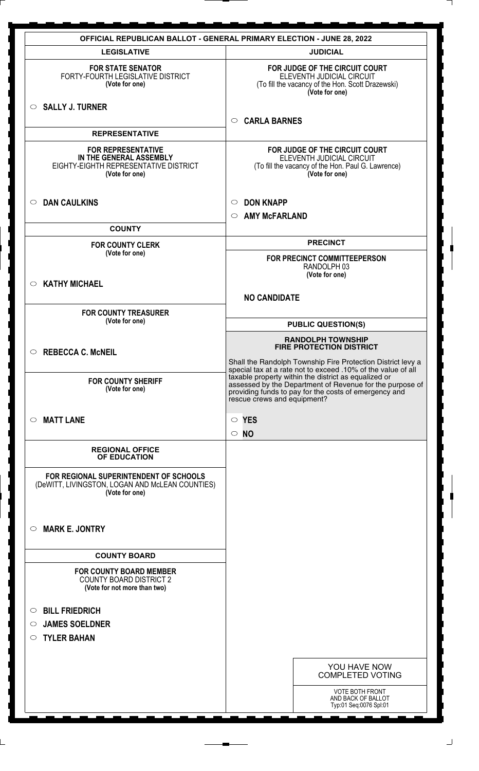# OFFICIAL REPUBLICAN BALLOT - GENERAL PRIMARY ELECTION - JUNE 28, 2022

## LEGISLATIVE

**FOR STATE SENATOR**
FORTY-FOURTH LEGISLATIVE DISTRICT
**(Vote for one)**

○ **SALLY J. TURNER**

## REPRESENTATIVE

**FOR REPRESENTATIVE IN THE GENERAL ASSEMBLY**
EIGHTY-EIGHTH REPRESENTATIVE DISTRICT
**(Vote for one)**

○ **DAN CAULKINS**

## COUNTY

**FOR COUNTY CLERK**
**(Vote for one)**

○ **KATHY MICHAEL**

**FOR COUNTY TREASURER**
**(Vote for one)**

○ **REBECCA C. McNEIL**

**FOR COUNTY SHERIFF**
**(Vote for one)**

○ **MATT LANE**

## REGIONAL OFFICE OF EDUCATION

**FOR REGIONAL SUPERINTENDENT OF SCHOOLS**
(DeWITT, LIVINGSTON, LOGAN AND McLEAN COUNTIES)
**(Vote for one)**

○ **MARK E. JONTRY**

## COUNTY BOARD

**FOR COUNTY BOARD MEMBER**
COUNTY BOARD DISTRICT 2
**(Vote for not more than two)**

○ **BILL FRIEDRICH**
○ **JAMES SOELDNER**
○ **TYLER BAHAN**

## JUDICIAL

**FOR JUDGE OF THE CIRCUIT COURT**
ELEVENTH JUDICIAL CIRCUIT
(To fill the vacancy of the Hon. Scott Drazewski)
**(Vote for one)**

○ **CARLA BARNES**

**FOR JUDGE OF THE CIRCUIT COURT**
ELEVENTH JUDICIAL CIRCUIT
(To fill the vacancy of the Hon. Paul G. Lawrence)
**(Vote for one)**

○ **DON KNAPP**
○ **AMY McFARLAND**

## PRECINCT

**FOR PRECINCT COMMITTEEPERSON**
RANDOLPH 03
**(Vote for one)**

**NO CANDIDATE**

## PUBLIC QUESTION(S)

**RANDOLPH TOWNSHIP FIRE PROTECTION DISTRICT**

Shall the Randolph Township Fire Protection District levy a special tax at a rate not to exceed .10% of the value of all taxable property within the district as equalized or assessed by the Department of Revenue for the purpose of providing funds to pay for the costs of emergency and rescue crews and equipment?

○ **YES**
○ **NO**

YOU HAVE NOW COMPLETED VOTING

VOTE BOTH FRONT AND BACK OF BALLOT
Typ:01 Seq:0076 Spl:01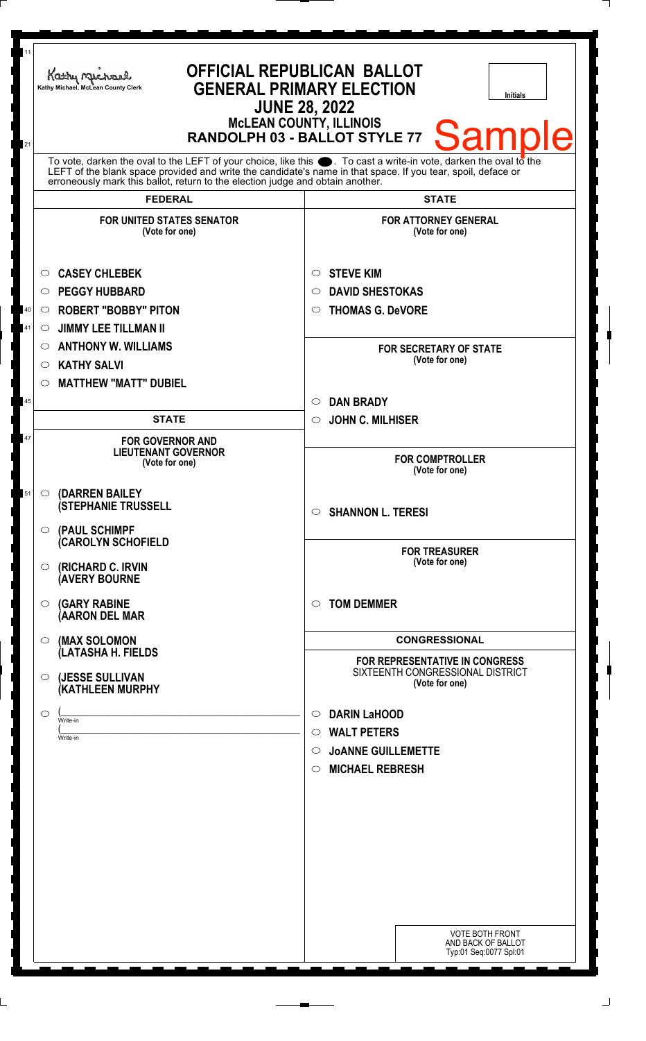Kathy Michael, McLean County Clerk

# OFFICIAL REPUBLICAN BALLOT
## GENERAL PRIMARY ELECTION
## JUNE 28, 2022
### McLEAN COUNTY, ILLINOIS
### RANDOLPH 03 - BALLOT STYLE 77

**Sample**

Initials

To vote, darken the oval to the LEFT of your choice, like this ●. To cast a write-in vote, darken the oval to the LEFT of the blank space provided and write the candidate's name in that space. If you tear, spoil, deface or erroneously mark this ballot, return to the election judge and obtain another.

## FEDERAL

**FOR UNITED STATES SENATOR**
(Vote for one)

- ○ CASEY CHLEBEK
- ○ PEGGY HUBBARD
- ○ ROBERT "BOBBY" PITON
- ○ JIMMY LEE TILLMAN II
- ○ ANTHONY W. WILLIAMS
- ○ KATHY SALVI
- ○ MATTHEW "MATT" DUBIEL

## STATE

**FOR GOVERNOR AND LIEUTENANT GOVERNOR**
(Vote for one)

- ○ (DARREN BAILEY (STEPHANIE TRUSSELL
- ○ (PAUL SCHIMPF (CAROLYN SCHOFIELD
- ○ (RICHARD C. IRVIN (AVERY BOURNE
- ○ (GARY RABINE (AARON DEL MAR
- ○ (MAX SOLOMON (LATASHA H. FIELDS
- ○ (JESSE SULLIVAN (KATHLEEN MURPHY
- ○ (\_\_\_\_\_\_\_\_\_\_ Write-in (\_\_\_\_\_\_\_\_\_\_ Write-in

## STATE

**FOR ATTORNEY GENERAL**
(Vote for one)

- ○ STEVE KIM
- ○ DAVID SHESTOKAS
- ○ THOMAS G. DeVORE

**FOR SECRETARY OF STATE**
(Vote for one)

- ○ DAN BRADY
- ○ JOHN C. MILHISER

**FOR COMPTROLLER**
(Vote for one)

- ○ SHANNON L. TERESI

**FOR TREASURER**
(Vote for one)

- ○ TOM DEMMER

## CONGRESSIONAL

**FOR REPRESENTATIVE IN CONGRESS**
SIXTEENTH CONGRESSIONAL DISTRICT
(Vote for one)

- ○ DARIN LaHOOD
- ○ WALT PETERS
- ○ JoANNE GUILLEMETTE
- ○ MICHAEL REBRESH

VOTE BOTH FRONT AND BACK OF BALLOT
Typ:01 Seq:0077 Spl:01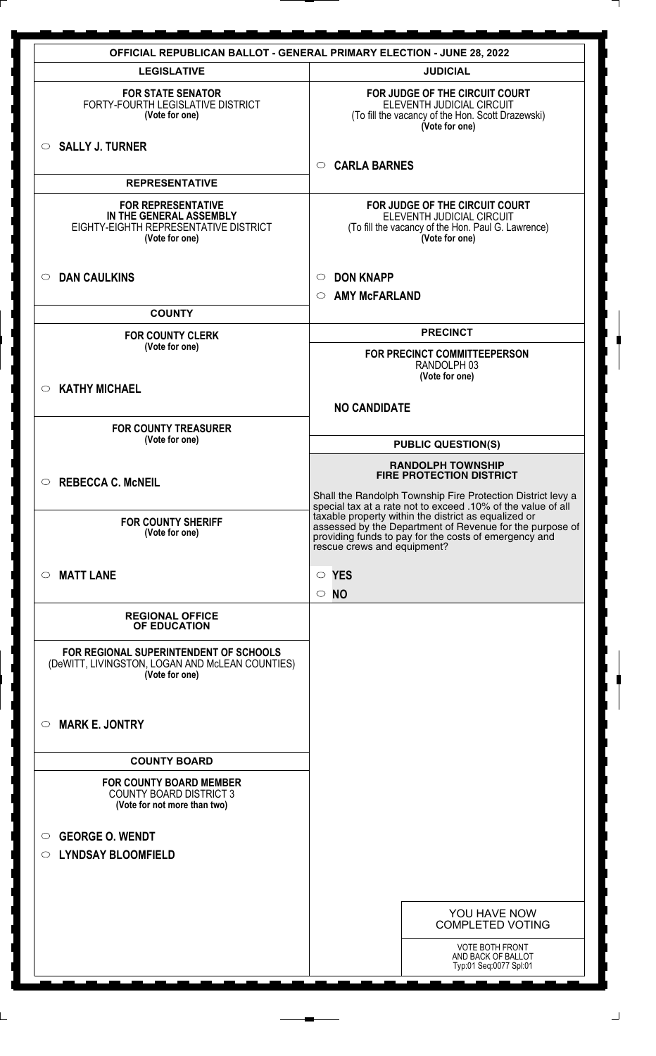# OFFICIAL REPUBLICAN BALLOT - GENERAL PRIMARY ELECTION - JUNE 28, 2022

## LEGISLATIVE

**FOR STATE SENATOR**
FORTY-FOURTH LEGISLATIVE DISTRICT
**(Vote for one)**

- ○ **SALLY J. TURNER**

## REPRESENTATIVE

**FOR REPRESENTATIVE IN THE GENERAL ASSEMBLY**
EIGHTY-EIGHTH REPRESENTATIVE DISTRICT
**(Vote for one)**

- ○ **DAN CAULKINS**

## COUNTY

**FOR COUNTY CLERK**
**(Vote for one)**

- ○ **KATHY MICHAEL**

**FOR COUNTY TREASURER**
**(Vote for one)**

- ○ **REBECCA C. McNEIL**

**FOR COUNTY SHERIFF**
**(Vote for one)**

- ○ **MATT LANE**

## REGIONAL OFFICE OF EDUCATION

**FOR REGIONAL SUPERINTENDENT OF SCHOOLS**
(DeWITT, LIVINGSTON, LOGAN AND McLEAN COUNTIES)
**(Vote for one)**

- ○ **MARK E. JONTRY**

## COUNTY BOARD

**FOR COUNTY BOARD MEMBER**
COUNTY BOARD DISTRICT 3
**(Vote for not more than two)**

- ○ **GEORGE O. WENDT**
- ○ **LYNDSAY BLOOMFIELD**

## JUDICIAL

**FOR JUDGE OF THE CIRCUIT COURT**
ELEVENTH JUDICIAL CIRCUIT
(To fill the vacancy of the Hon. Scott Drazewski)
**(Vote for one)**

- ○ **CARLA BARNES**

**FOR JUDGE OF THE CIRCUIT COURT**
ELEVENTH JUDICIAL CIRCUIT
(To fill the vacancy of the Hon. Paul G. Lawrence)
**(Vote for one)**

- ○ **DON KNAPP**
- ○ **AMY McFARLAND**

## PRECINCT

**FOR PRECINCT COMMITTEEPERSON**
RANDOLPH 03
**(Vote for one)**

**NO CANDIDATE**

## PUBLIC QUESTION(S)

**RANDOLPH TOWNSHIP FIRE PROTECTION DISTRICT**

Shall the Randolph Township Fire Protection District levy a special tax at a rate not to exceed .10% of the value of all taxable property within the district as equalized or assessed by the Department of Revenue for the purpose of providing funds to pay for the costs of emergency and rescue crews and equipment?

- ○ **YES**
- ○ **NO**

YOU HAVE NOW COMPLETED VOTING

VOTE BOTH FRONT AND BACK OF BALLOT
Typ:01 Seq:0077 Spl:01